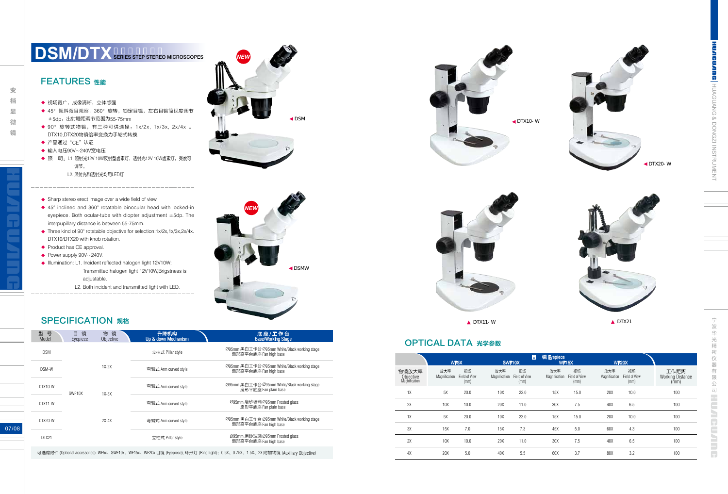# DSM/DTX SERIES STEP STEREO MICROSCOPES

## FEATURES 性能

- 视场宽广，成像清晰，立体感强
- 45° 倾斜双目观察，360° 旋转，锁定目镜，左右目镜筒视度调节±5dp，出射瞳距调节范围为55-75mm
- 90° 旋转式物镜，有三种可供选择：1x/2x，1x/3x，2x/4x 。DTX10,DTX20物镜倍率变换为手轮式转换
- 产品通过"CE"认证
- 输入电压90V~240V宽电压
- 照 明：L1. 照射光12V 10W反射型卤素灯，透射光12V 10W卤素灯，亮度可调节。
  L2. 照射光和透射光均用LED灯

---

- Sharp stereo erect image over a wide field of view.
- 45° inclined and 360° rotatable binocular head with locked-in eyepiece. Both ocular-tube with diopter adjustment ±5dp. The interpupillary distance is between 55-75mm.
- Three kind of 90° rotatable objective for selection:1x/2x,1x/3x,2x/4x. DTX10/DTX20 with knob rotation.
- Product has CE approval.
- Power supply 90V~240V.
- Illumination: L1. Incident reflected halogen light 12V10W; Transmitted halogen light 12V10W,Brigstness is adjustable.
  L2. Both incident and transmitted light with LED.

NEW DSM

NEW DSMW

DTX10- W

DTX20- W

DTX11- W

DTX21

## SPECIFICATION 规格

| 型号 Model | 目镜 Eyepiece | 物镜 Objective | 升降机构 Up & down Mechanism | 底座/工作台 Base/Working Stage |
|---|---|---|---|---|
| DSM | SWF10X | 1X-2X | 立柱式 Pillar style | Ø95mm 黑白工作台 Ø95mm White/Black working stage 扇形高平台底座 Fan high base |
| DSM-W | | | 弯臂式 Arm curved style | Ø95mm 黑白工作台 Ø95mm White/Black working stage 扇形高平台底座 Fan high base |
| DTX10-W | | 1X-3X | 弯臂式 Arm curved style | Ø95mm 黑白工作台 Ø95mm White/Black working stage 扇形平底座 Fan plain base |
| DTX11-W | | | 弯臂式 Arm curved style | Ø95mm 磨砂玻璃 Ø95mm Frosted glass 扇形平底座 Fan plain base |
| DTX20-W | | 2X-4X | 弯臂式 Arm curved style | Ø95mm 黑白工作台 Ø95mm White/Black working stage 扇形高平台底座 Fan high base |
| DTX21 | | | 立柱式 Pillar style | Ø95mm 磨砂玻璃 Ø95mm Frosted glass 扇形高平台底座 Fan high base |

可选购附件 (Optional accessories): WF5x、SWF10x、WF15x、WF20x 目镜 (Eyepiece); 环形灯 (Ring light)；0.5X、0.75X、1.5X、2X 附加物镜 (Auxiliary Objective)

## OPTICAL DATA 光学参数

| 物镜放大率 Objective Magnification | 目镜 Eyepiece WF5X 放大率 Magnification | WF5X 视场 Field of View (mm) | SWF10X 放大率 Magnification | SWF10X 视场 Field of View (mm) | WF15X 放大率 Magnification | WF15X 视场 Field of View (mm) | WF20X 放大率 Magnification | WF20X 视场 Field of View (mm) | 工作距离 Working Distance (mm) |
|---|---|---|---|---|---|---|---|---|---|
| 1X | 5X | 20.0 | 10X | 22.0 | 15X | 15.0 | 20X | 10.0 | 100 |
| 2X | 10X | 10.0 | 20X | 11.0 | 30X | 7.5 | 40X | 6.5 | 100 |
| 1X | 5X | 20.0 | 10X | 22.0 | 15X | 15.0 | 20X | 10.0 | 100 |
| 3X | 15X | 7.0 | 15X | 7.3 | 45X | 5.0 | 60X | 4.3 | 100 |
| 2X | 10X | 10.0 | 20X | 11.0 | 30X | 7.5 | 40X | 6.5 | 100 |
| 4X | 20X | 5.0 | 40X | 5.5 | 60X | 3.7 | 80X | 3.2 | 100 |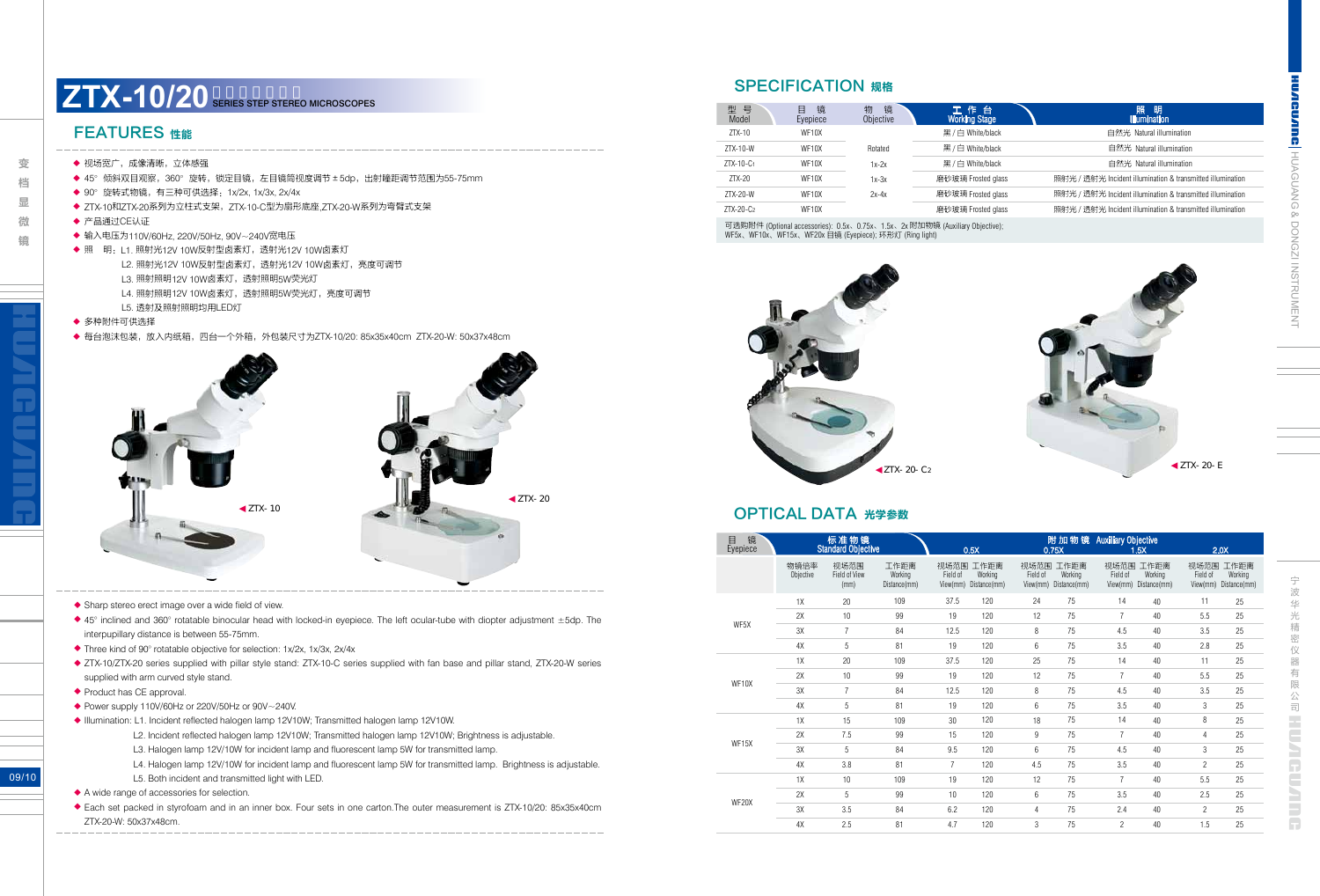# ZTX-10/20 系列变档体视显微镜 SERIES STEP STEREO MICROSCOPES

## FEATURES 性能

- 视场宽广，成像清晰，立体感强
- 45° 倾斜双目观察，360° 旋转，锁定目镜，左目镜筒视度调节±5dp，出射瞳距调节范围为55-75mm
- 90° 旋转式物镜，有三种可供选择：1x/2x, 1x/3x, 2x/4x
- ZTX-10和ZTX-20系列为立柱式支架，ZTX-10-C型为扇形底座,ZTX-20-W系列为弯臂式支架
- 产品通过CE认证
- 输入电压为110V/60Hz, 220V/50Hz, 90V~240V宽电压
- 照　明：L1. 照射光12V 10W反射型卤素灯，透射光12V 10W卤素灯
  L2. 照射光12V 10W反射型卤素灯，透射光12V 10W卤素灯，亮度可调节
  L3. 照射照明12V 10W卤素灯，透射照明5W荧光灯
  L4. 照射照明12V 10W卤素灯，透射照明5W荧光灯，亮度可调节
  L5. 透射及照射照明均用LED灯
- 多种附件可供选择
- 每台泡沫包装，放入内纸箱，四台一个外箱，外包装尺寸为ZTX-10/20: 85x35x40cm ZTX-20-W: 50x37x48cm

◀ZTX- 10

◀ZTX- 20

- Sharp stereo erect image over a wide field of view.
- 45° inclined and 360° rotatable binocular head with locked-in eyepiece. The left ocular-tube with diopter adjustment ±5dp. The interpupillary distance is between 55-75mm.
- Three kind of 90° rotatable objective for selection: 1x/2x, 1x/3x, 2x/4x
- ZTX-10/ZTX-20 series supplied with pillar style stand: ZTX-10-C series supplied with fan base and pillar stand, ZTX-20-W series supplied with arm curved style stand.
- Product has CE approval.
- Power supply 110V/60Hz or 220V/50Hz or 90V~240V.
- Illumination: L1. Incident reflected halogen lamp 12V10W; Transmitted halogen lamp 12V10W.
  L2. Incident reflected halogen lamp 12V10W; Transmitted halogen lamp 12V10W; Brightness is adjustable.
  L3. Halogen lamp 12V/10W for incident lamp and fluorescent lamp 5W for transmitted lamp.
  L4. Halogen lamp 12V/10W for incident lamp and fluorescent lamp 5W for transmitted lamp. Brightness is adjustable.
  L5. Both incident and transmitted light with LED.
- A wide range of accessories for selection.
- Each set packed in styrofoam and in an inner box. Four sets in one carton.The outer measurement is ZTX-10/20: 85x35x40cm ZTX-20-W: 50x37x48cm.

## SPECIFICATION 规格

| 型号 Model | 目镜 Eyepiece | 物镜 Objective | 工作台 Working Stage | 照明 Illumination |
|---|---|---|---|---|
| ZTX-10 | WF10X | Rotated | 黑/白 White/black | 自然光 Natural illumination |
| ZTX-10-W | WF10X | | 黑/白 White/black | 自然光 Natural illumination |
| ZTX-10-C1 | WF10X | 1x-2x | 黑/白 White/black | 自然光 Natural illumination |
| ZTX-20 | WF10X | 1x-3x | 磨砂玻璃 Frosted glass | 照射光/透射光 Incident illumination & transmitted illumination |
| ZTX-20-W | WF10X | 2x-4x | 磨砂玻璃 Frosted glass | 照射光/透射光 Incident illumination & transmitted illumination |
| ZTX-20-C2 | WF10X | | 磨砂玻璃 Frosted glass | 照射光/透射光 Incident illumination & transmitted illumination |

可选购附件 (Optional accessories): 0.5x、0.75x、1.5x、2x 附加物镜 (Auxiliary Objective); WF5x、WF10x、WF15x、WF20x 目镜 (Eyepiece); 环形灯 (Ring light)

◀ZTX- 20- C2

◀ZTX- 20- E

## OPTICAL DATA 光学参数

| 目镜 Eyepiece | 标准物镜 Standard Objective | | | 附加物镜 Auxiliary Objective 0.5X | | 0.75X | | 1.5X | | 2.0X | |
|---|---|---|---|---|---|---|---|---|---|---|---|
| | 物镜倍率 Objective | 视场范围 Field of View (mm) | 工作距离 Working Distance(mm) | 视场范围 Field of View(mm) | 工作距离 Working Distance(mm) | 视场范围 Field of View(mm) | 工作距离 Working Distance(mm) | 视场范围 Field of View(mm) | 工作距离 Working Distance(mm) | 视场范围 Field of View(mm) | 工作距离 Working Distance(mm) |
| WF5X | 1X | 20 | 109 | 37.5 | 120 | 24 | 75 | 14 | 40 | 11 | 25 |
| | 2X | 10 | 99 | 19 | 120 | 12 | 75 | 7 | 40 | 5.5 | 25 |
| | 3X | 7 | 84 | 12.5 | 120 | 8 | 75 | 4.5 | 40 | 3.5 | 25 |
| | 4X | 5 | 81 | 19 | 120 | 6 | 75 | 3.5 | 40 | 2.8 | 25 |
| WF10X | 1X | 20 | 109 | 37.5 | 120 | 25 | 75 | 14 | 40 | 11 | 25 |
| | 2X | 10 | 99 | 19 | 120 | 12 | 75 | 7 | 40 | 5.5 | 25 |
| | 3X | 7 | 84 | 12.5 | 120 | 8 | 75 | 4.5 | 40 | 3.5 | 25 |
| | 4X | 5 | 81 | 19 | 120 | 6 | 75 | 3.5 | 40 | 3 | 25 |
| WF15X | 1X | 15 | 109 | 30 | 120 | 18 | 75 | 14 | 40 | 8 | 25 |
| | 2X | 7.5 | 99 | 15 | 120 | 9 | 75 | 7 | 40 | 4 | 25 |
| | 3X | 5 | 84 | 9.5 | 120 | 6 | 75 | 4.5 | 40 | 3 | 25 |
| | 4X | 3.8 | 81 | 7 | 120 | 4.5 | 75 | 3.5 | 40 | 2 | 25 |
| WF20X | 1X | 10 | 109 | 19 | 120 | 12 | 75 | 7 | 40 | 5.5 | 25 |
| | 2X | 5 | 99 | 10 | 120 | 6 | 75 | 3.5 | 40 | 2.5 | 25 |
| | 3X | 3.5 | 84 | 6.2 | 120 | 4 | 75 | 2.4 | 40 | 2 | 25 |
| | 4X | 2.5 | 81 | 4.7 | 120 | 3 | 75 | 2 | 40 | 1.5 | 25 |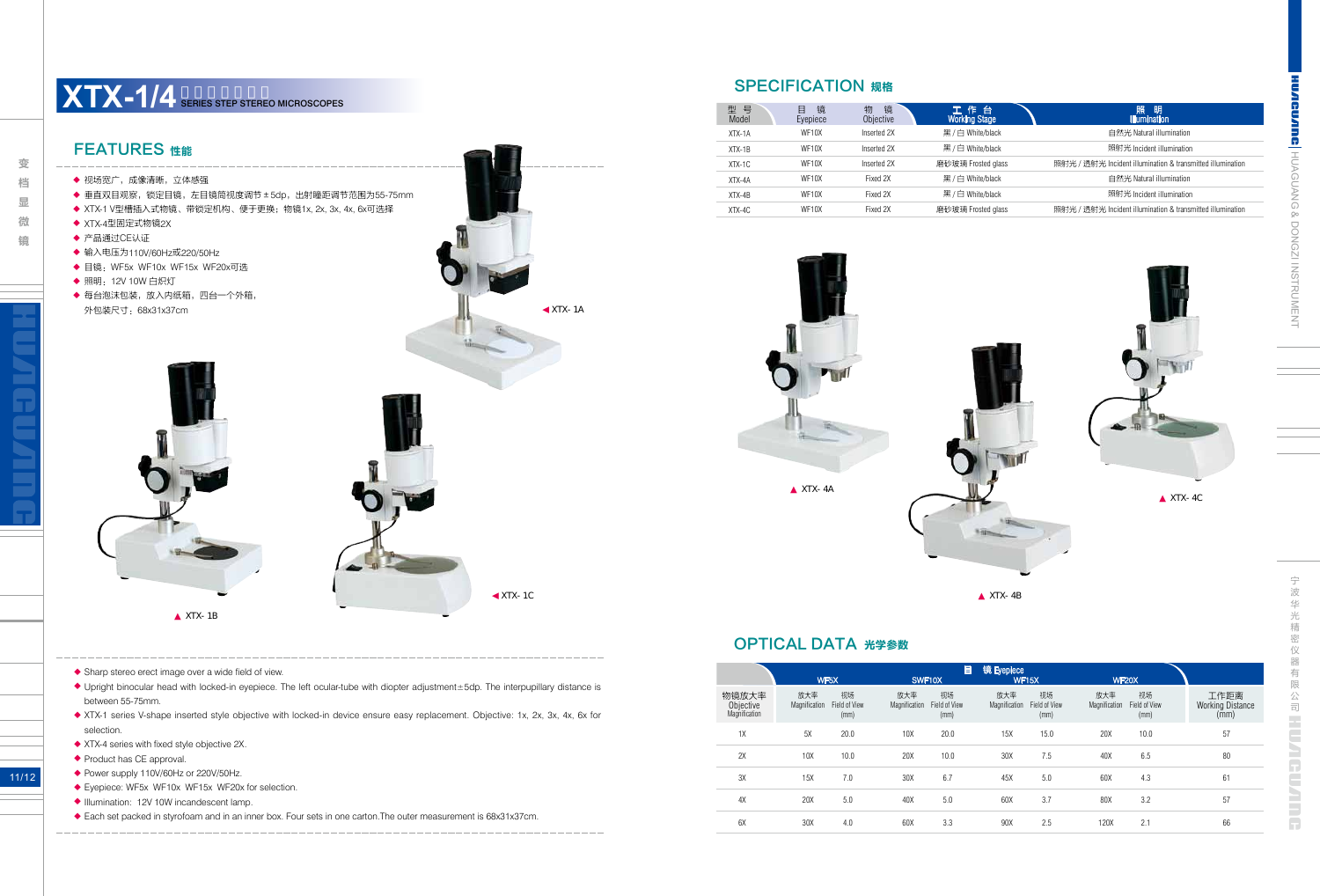# XTX-1/4 系列立体显微镜 SERIES STEP STEREO MICROSCOPES

## FEATURES 性能

- 视场宽广，成像清晰，立体感强
- 垂直双目观察，锁定目镜，左目镜筒视度调节±5dp，出射瞳距调节范围为55-75mm
- XTX-1 V型槽插入式物镜、带锁定机构、便于更换；物镜1x, 2x, 3x, 4x, 6x可选择
- XTX-4型固定式物镜2X
- 产品通过CE认证
- 输入电压为110V/60Hz或220V/50Hz
- 目镜：WF5x WF10x WF15x WF20x可选
- 照明：12V 10W 白炽灯
- 每台泡沫包装，放入内纸箱，四台一个外箱，外包装尺寸：68x31x37cm

◀ XTX- 1A

▲ XTX- 1B

◀ XTX- 1C

- Sharp stereo erect image over a wide field of view.
- Upright binocular head with locked-in eyepiece. The left ocular-tube with diopter adjustment±5dp. The interpupillary distance is between 55-75mm.
- XTX-1 series V-shape inserted style objective with locked-in device ensure easy replacement. Objective: 1x, 2x, 3x, 4x, 6x for selection.
- XTX-4 series with fixed style objective 2X.
- Product has CE approval.
- Power supply 110V/60Hz or 220V/50Hz.
- Eyepiece: WF5x WF10x WF15x WF20x for selection.
- Illumination: 12V 10W incandescent lamp.
- Each set packed in styrofoam and in an inner box. Four sets in one carton.The outer measurement is 68x31x37cm.

## SPECIFICATION 规格

| 型号 Model | 目镜 Eyepiece | 物镜 Objective | 工作台 Working Stage | 照明 Illumination |
|---|---|---|---|---|
| XTX-1A | WF10X | Inserted 2X | 黑 / 白 White/black | 自然光 Natural illumination |
| XTX-1B | WF10X | Inserted 2X | 黑 / 白 White/black | 照射光 Incident illumination |
| XTX-1C | WF10X | Inserted 2X | 磨砂玻璃 Frosted glass | 照射光 / 透射光 Incident illumination & transmitted illumination |
| XTX-4A | WF10X | Fixed 2X | 黑 / 白 White/black | 自然光 Natural illumination |
| XTX-4B | WF10X | Fixed 2X | 黑 / 白 White/black | 照射光 Incident illumination |
| XTX-4C | WF10X | Fixed 2X | 磨砂玻璃 Frosted glass | 照射光 / 透射光 Incident illumination & transmitted illumination |

▲ XTX- 4A

▲ XTX- 4B

▲ XTX- 4C

## OPTICAL DATA 光学参数

| 物镜放大率 Objective Magnification | 目镜 Eyepiece WF5X | | SWF10X | | WF15X | | WF20X | | 工作距离 Working Distance (mm) |
|---|---|---|---|---|---|---|---|---|---|
| | 放大率 Magnification | 视场 Field of View (mm) | 放大率 Magnification | 视场 Field of View (mm) | 放大率 Magnification | 视场 Field of View (mm) | 放大率 Magnification | 视场 Field of View (mm) | |
| 1X | 5X | 20.0 | 10X | 20.0 | 15X | 15.0 | 20X | 10.0 | 57 |
| 2X | 10X | 10.0 | 20X | 10.0 | 30X | 7.5 | 40X | 6.5 | 80 |
| 3X | 15X | 7.0 | 30X | 6.7 | 45X | 5.0 | 60X | 4.3 | 61 |
| 4X | 20X | 5.0 | 40X | 5.0 | 60X | 3.7 | 80X | 3.2 | 57 |
| 6X | 30X | 4.0 | 60X | 3.3 | 90X | 2.5 | 120X | 2.1 | 66 |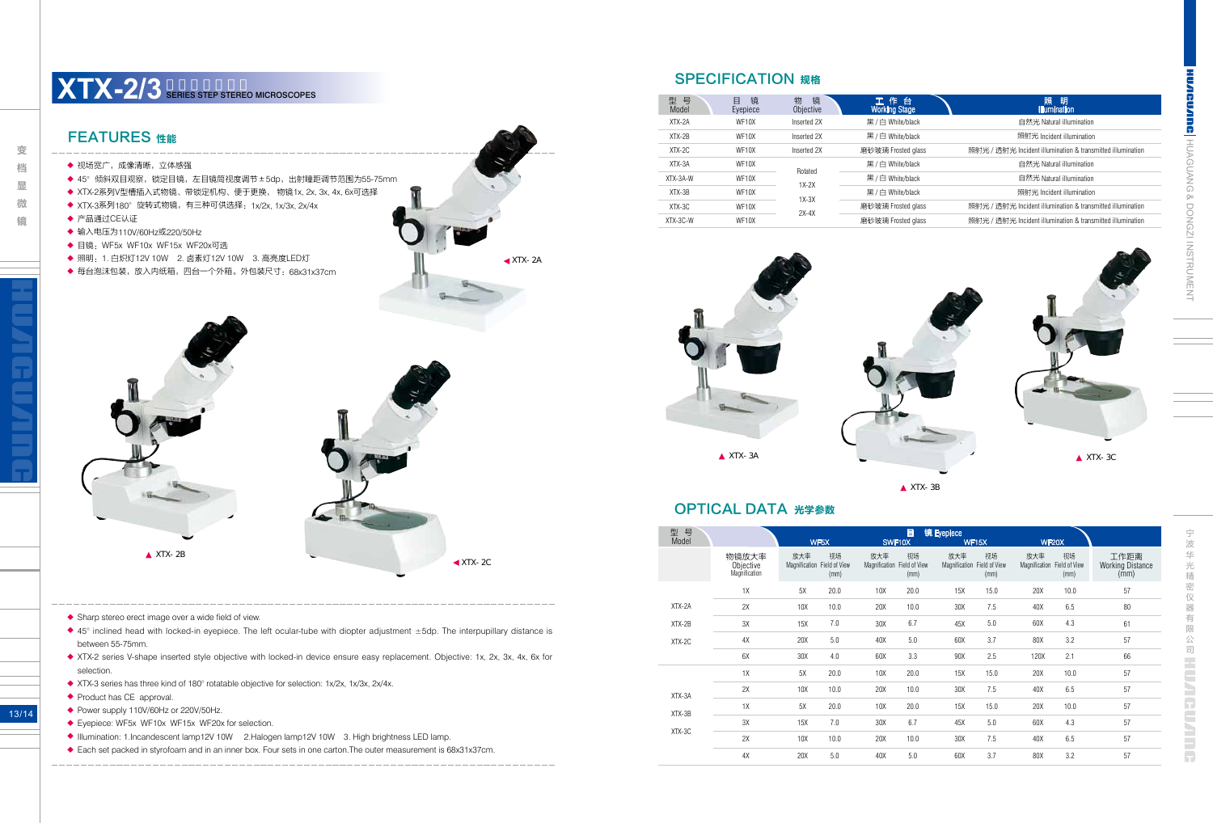# XTX-2/3 系列步进体视显微镜 SERIES STEP STEREO MICROSCOPES

## FEATURES 性能

- 视场宽广，成像清晰，立体感强
- 45° 倾斜双目观察，锁定目镜，左目镜筒视度调节±5dp，出射瞳距调节范围为55-75mm
- XTX-2系列V型槽插入式物镜、带锁定机构、便于更换， 物镜1x, 2x, 3x, 4x, 6x可选择
- XTX-3系列180° 旋转式物镜，有三种可供选择：1x/2x, 1x/3x, 2x/4x
- 产品通过CE认证
- 输入电压为110V/60Hz或220/50Hz
- 目镜：WF5x WF10x WF15x WF20x可选
- 照明：1. 白炽灯12V 10W 2. 卤素灯12V 10W 3. 高亮度LED灯
- 每台泡沫包装，放入内纸箱，四台一个外箱。外包装尺寸：68x31x37cm

◀ XTX- 2A

▲ XTX- 2B

◀ XTX- 2C

- Sharp stereo erect image over a wide field of view.
- 45° inclined head with locked-in eyepiece. The left ocular-tube with diopter adjustment ±5dp. The interpupillary distance is between 55-75mm.
- XTX-2 series V-shape inserted style objective with locked-in device ensure easy replacement. Objective: 1x, 2x, 3x, 4x, 6x for selection.
- XTX-3 series has three kind of 180° rotatable objective for selection: 1x/2x, 1x/3x, 2x/4x.
- Product has CE approval.
- Power supply 110V/60Hz or 220V/50Hz.
- Eyepiece: WF5x WF10x WF15x WF20x for selection.
- Illumination: 1.Incandescent lamp12V 10W 2.Halogen lamp12V 10W 3. High brightness LED lamp.
- Each set packed in styrofoam and in an inner box. Four sets in one carton.The outer measurement is 68x31x37cm.

## SPECIFICATION 规格

| 型 号 Model | 目 镜 Eyepiece | 物 镜 Objective | 工 作 台 Working Stage | 照 明 Illumination |
|---|---|---|---|---|
| XTX-2A | WF10X | Inserted 2X | 黑 / 白 White/black | 自然光 Natural illumination |
| XTX-2B | WF10X | Inserted 2X | 黑 / 白 White/black | 照射光 Incident illumination |
| XTX-2C | WF10X | Inserted 2X | 磨砂玻璃 Frosted glass | 照射光 / 透射光 Incident illumination & transmitted illumination |
| XTX-3A | WF10X | Rotated 1X-2X 1X-3X 2X-4X | 黑 / 白 White/black | 自然光 Natural illumination |
| XTX-3A-W | WF10X | | 黑 / 白 White/black | 自然光 Natural illumination |
| XTX-3B | WF10X | | 黑 / 白 White/black | 照射光 Incident illumination |
| XTX-3C | WF10X | | 磨砂玻璃 Frosted glass | 照射光 / 透射光 Incident illumination & transmitted illumination |
| XTX-3C-W | WF10X | | 磨砂玻璃 Frosted glass | 照射光 / 透射光 Incident illumination & transmitted illumination |

▲ XTX- 3A

▲ XTX- 3B

▲ XTX- 3C

## OPTICAL DATA 光学参数

| 型 号 Model | 物镜放大率 Objective Magnification | 目 镜 Eyepiece WF5X 放大率 Magnification | WF5X 视场 Field of View (mm) | SWF10X 放大率 Magnification | SWF10X 视场 Field of View (mm) | WF15X 放大率 Magnification | WF15X 视场 Field of View (mm) | WF20X 放大率 Magnification | WF20X 视场 Field of View (mm) | 工作距离 Working Distance (mm) |
|---|---|---|---|---|---|---|---|---|---|---|
| XTX-2A XTX-2B XTX-2C | 1X | 5X | 20.0 | 10X | 20.0 | 15X | 15.0 | 20X | 10.0 | 57 |
| | 2X | 10X | 10.0 | 20X | 10.0 | 30X | 7.5 | 40X | 6.5 | 80 |
| | 3X | 15X | 7.0 | 30X | 6.7 | 45X | 5.0 | 60X | 4.3 | 61 |
| | 4X | 20X | 5.0 | 40X | 5.0 | 60X | 3.7 | 80X | 3.2 | 57 |
| | 6X | 30X | 4.0 | 60X | 3.3 | 90X | 2.5 | 120X | 2.1 | 66 |
| XTX-3A XTX-3B XTX-3C | 1X | 5X | 20.0 | 10X | 20.0 | 15X | 15.0 | 20X | 10.0 | 57 |
| | 2X | 10X | 10.0 | 20X | 10.0 | 30X | 7.5 | 40X | 6.5 | 57 |
| | 1X | 5X | 20.0 | 10X | 20.0 | 15X | 15.0 | 20X | 10.0 | 57 |
| | 3X | 15X | 7.0 | 30X | 6.7 | 45X | 5.0 | 60X | 4.3 | 57 |
| | 2X | 10X | 10.0 | 20X | 10.0 | 30X | 7.5 | 40X | 6.5 | 57 |
| | 4X | 20X | 5.0 | 40X | 5.0 | 60X | 3.7 | 80X | 3.2 | 57 |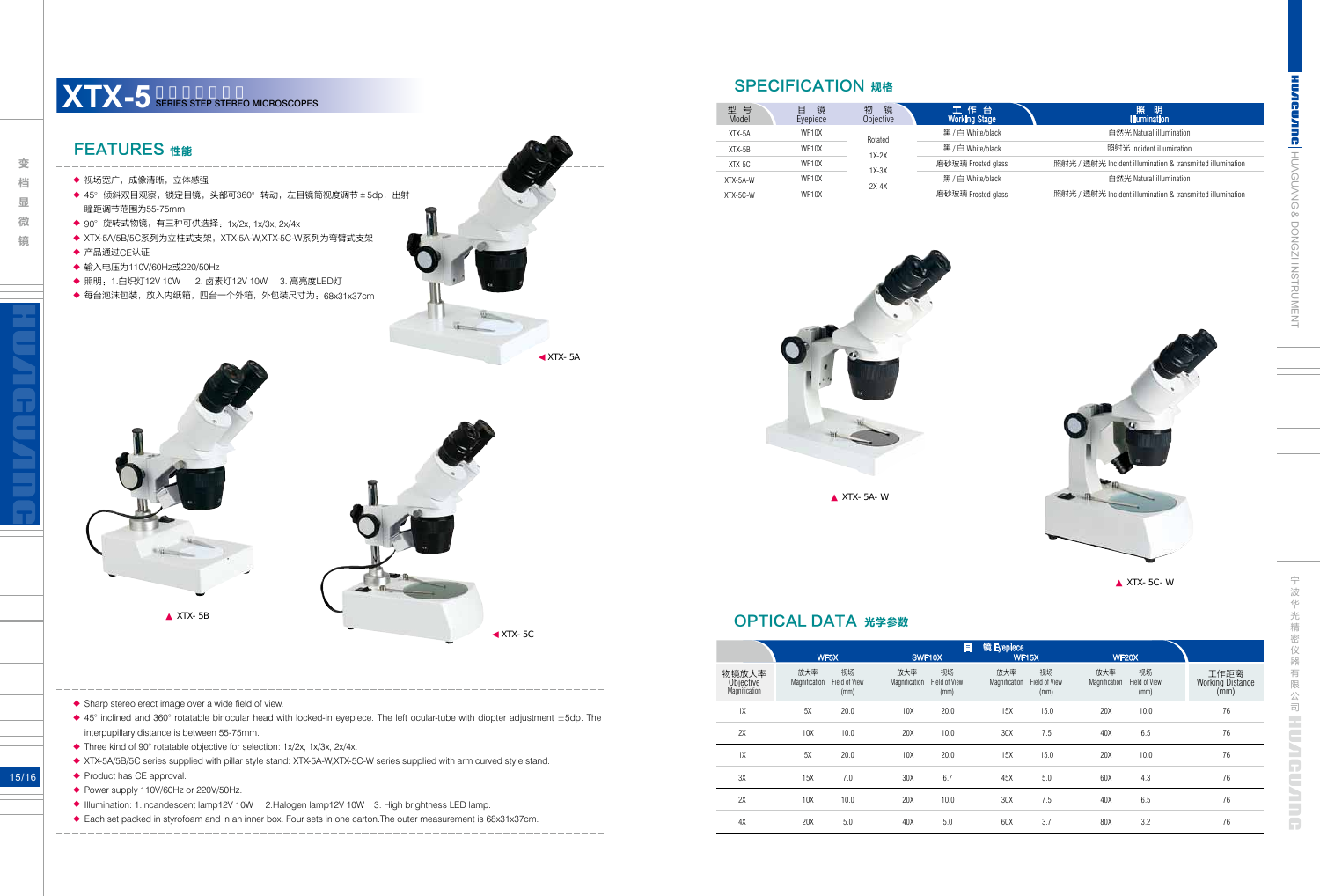# XTX-5 系列变档体视显微镜 SERIES STEP STEREO MICROSCOPES

## FEATURES 性能

- 视场宽广，成像清晰，立体感强
- 45° 倾斜双目观察，锁定目镜，头部可360° 转动，左目镜筒视度调节±5dp，出射瞳距调节范围为55-75mm
- 90° 旋转式物镜，有三种可供选择：1x/2x, 1x/3x, 2x/4x
- XTX-5A/5B/5C系列为立柱式支架，XTX-5A-W,XTX-5C-W系列为弯臂式支架
- 产品通过CE认证
- 输入电压为110V/60Hz或220V/50Hz
- 照明：1.白炽灯12V 10W　2. 卤素灯12V 10W　3. 高亮度LED灯
- 每台泡沫包装，放入内纸箱，四台一个外箱，外包装尺寸为：68x31x37cm

XTX- 5A

XTX- 5B

XTX- 5C

- Sharp stereo erect image over a wide field of view.
- 45° inclined and 360° rotatable binocular head with locked-in eyepiece. The left ocular-tube with diopter adjustment ±5dp. The interpupillary distance is between 55-75mm.
- Three kind of 90° rotatable objective for selection: 1x/2x, 1x/3x, 2x/4x.
- XTX-5A/5B/5C series supplied with pillar style stand: XTX-5A-W,XTX-5C-W series supplied with arm curved style stand.
- Product has CE approval.
- Power supply 110V/60Hz or 220V/50Hz.
- Illumination: 1.Incandescent lamp12V 10W　2.Halogen lamp12V 10W　3. High brightness LED lamp.
- Each set packed in styrofoam and in an inner box. Four sets in one carton.The outer measurement is 68x31x37cm.

## SPECIFICATION 规格

| 型 号 Model | 目 镜 Eyepiece | 物 镜 Objective | 工作台 Working Stage | 照 明 Illumination |
|---|---|---|---|---|
| XTX-5A | WF10X | Rotated<br>1X-2X<br>1X-3X<br>2X-4X | 黑 / 白 White/black | 自然光 Natural illumination |
| XTX-5B | WF10X | | 黑 / 白 White/black | 照射光 Incident illumination |
| XTX-5C | WF10X | | 磨砂玻璃 Frosted glass | 照射光 / 透射光 Incident illumination & transmitted illumination |
| XTX-5A-W | WF10X | | 黑 / 白 White/black | 自然光 Natural illumination |
| XTX-5C-W | WF10X | | 磨砂玻璃 Frosted glass | 照射光 / 透射光 Incident illumination & transmitted illumination |

XTX- 5A- W

XTX- 5C- W

## OPTICAL DATA 光学参数

| 物镜放大率 Objective Magnification | 目镜 Eyepiece WF5X 放大率 Magnification | WF5X 视场 Field of View (mm) | SWF10X 放大率 Magnification | SWF10X 视场 Field of View (mm) | WF15X 放大率 Magnification | WF15X 视场 Field of View (mm) | WF20X 放大率 Magnification | WF20X 视场 Field of View (mm) | 工作距离 Working Distance (mm) |
|---|---|---|---|---|---|---|---|---|---|
| 1X | 5X | 20.0 | 10X | 20.0 | 15X | 15.0 | 20X | 10.0 | 76 |
| 2X | 10X | 10.0 | 20X | 10.0 | 30X | 7.5 | 40X | 6.5 | 76 |
| 1X | 5X | 20.0 | 10X | 20.0 | 15X | 15.0 | 20X | 10.0 | 76 |
| 3X | 15X | 7.0 | 30X | 6.7 | 45X | 5.0 | 60X | 4.3 | 76 |
| 2X | 10X | 10.0 | 20X | 10.0 | 30X | 7.5 | 40X | 6.5 | 76 |
| 4X | 20X | 5.0 | 40X | 5.0 | 60X | 3.7 | 80X | 3.2 | 76 |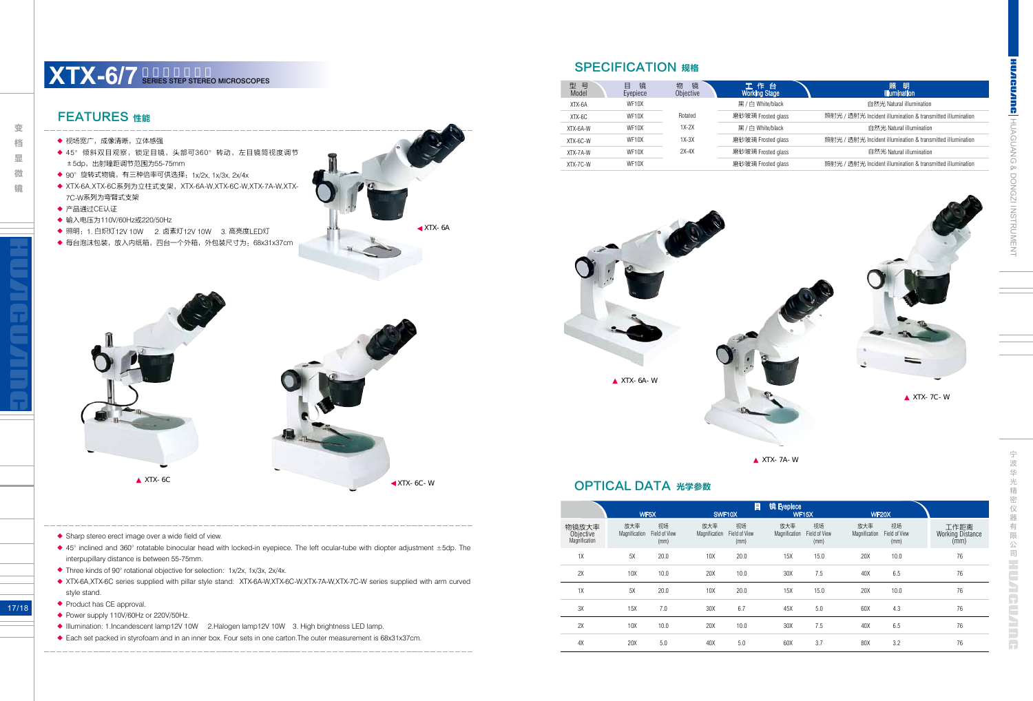# XTX-6/7 变档体视显微镜 SERIES STEP STEREO MICROSCOPES

## FEATURES 性能

- ◆ 视场宽广，成像清晰，立体感强
- ◆ 45° 倾斜双目观察，锁定目镜，头部可360° 转动，左目镜筒视度调节±5dp，出射瞳距调节范围为55-75mm
- ◆ 90° 旋转式物镜，有三种倍率可供选择：1x/2x, 1x/3x, 2x/4x
- ◆ XTX-6A,XTX-6C系列为立柱式支架，XTX-6A-W,XTX-6C-W,XTX-7A-W,XTX-7C-W系列为弯臂式支架
- ◆ 产品通过CE认证
- ◆ 输入电压为110V/60Hz或220V/50Hz
- ◆ 照明：1. 白炽灯12V 10W　2. 卤素灯12V 10W　3. 高亮度LED灯
- ◆ 每台泡沫包装，放入内纸箱，四台一个外箱，外包装尺寸为：68x31x37cm

◄XTX- 6A

▲ XTX- 6C

◄XTX- 6C- W

- ◆ Sharp stereo erect image over a wide field of view.
- ◆ 45° inclined and 360° rotatable binocular head with locked-in eyepiece. The left ocular-tube with diopter adjustment ±5dp. The interpupillary distance is between 55-75mm.
- ◆ Three kinds of 90° rotational objective for selection: 1x/2x, 1x/3x, 2x/4x.
- ◆ XTX-6A,XTX-6C series supplied with pillar style stand: XTX-6A-W,XTX-6C-W,XTX-7A-W,XTX-7C-W series supplied with arm curved style stand.
- ◆ Product has CE approval.
- ◆ Power supply 110V/60Hz or 220V/50Hz.
- ◆ Illumination: 1.Incandescent lamp12V 10W　2.Halogen lamp12V 10W　3. High brightness LED lamp.
- ◆ Each set packed in styrofoam and in an inner box. Four sets in one carton.The outer measurement is 68x31x37cm.

## SPECIFICATION 规格

| 型号 Model | 目镜 Eyepiece | 物镜 Objective | 工作台 Working Stage | 照明 Illumination |
|---|---|---|---|---|
| XTX-6A | WF10X | Rotated | 黑 / 白 White/black | 自然光 Natural illumination |
| XTX-6C | WF10X | 1X-2X | 磨砂玻璃 Frosted glass | 照射光 / 透射光 Incident illumination & transmitted illumination |
| XTX-6A-W | WF10X | 1X-3X | 黑 / 白 White/black | 自然光 Natural illumination |
| XTX-6C-W | WF10X | 2X-4X | 磨砂玻璃 Frosted glass | 照射光 / 透射光 Incident illumination & transmitted illumination |
| XTX-7A-W | WF10X | | 磨砂玻璃 Frosted glass | 自然光 Natural illumination |
| XTX-7C-W | WF10X | | 磨砂玻璃 Frosted glass | 照射光 / 透射光 Incident illumination & transmitted illumination |

▲ XTX- 6A- W

▲ XTX- 7A- W

▲ XTX- 7C- W

## OPTICAL DATA 光学参数

| 物镜放大率 Objective Magnification | 目镜 Eyepiece WF5X 放大率 Magnification | WF5X 视场 Field of View (mm) | SWF10X 放大率 Magnification | SWF10X 视场 Field of View (mm) | WF15X 放大率 Magnification | WF15X 视场 Field of View (mm) | WF20X 放大率 Magnification | WF20X 视场 Field of View (mm) | 工作距离 Working Distance (mm) |
|---|---|---|---|---|---|---|---|---|---|
| 1X | 5X | 20.0 | 10X | 20.0 | 15X | 15.0 | 20X | 10.0 | 76 |
| 2X | 10X | 10.0 | 20X | 10.0 | 30X | 7.5 | 40X | 6.5 | 76 |
| 1X | 5X | 20.0 | 10X | 20.0 | 15X | 15.0 | 20X | 10.0 | 76 |
| 3X | 15X | 7.0 | 30X | 6.7 | 45X | 5.0 | 60X | 4.3 | 76 |
| 2X | 10X | 10.0 | 20X | 10.0 | 30X | 7.5 | 40X | 6.5 | 76 |
| 4X | 20X | 5.0 | 40X | 5.0 | 60X | 3.7 | 80X | 3.2 | 76 |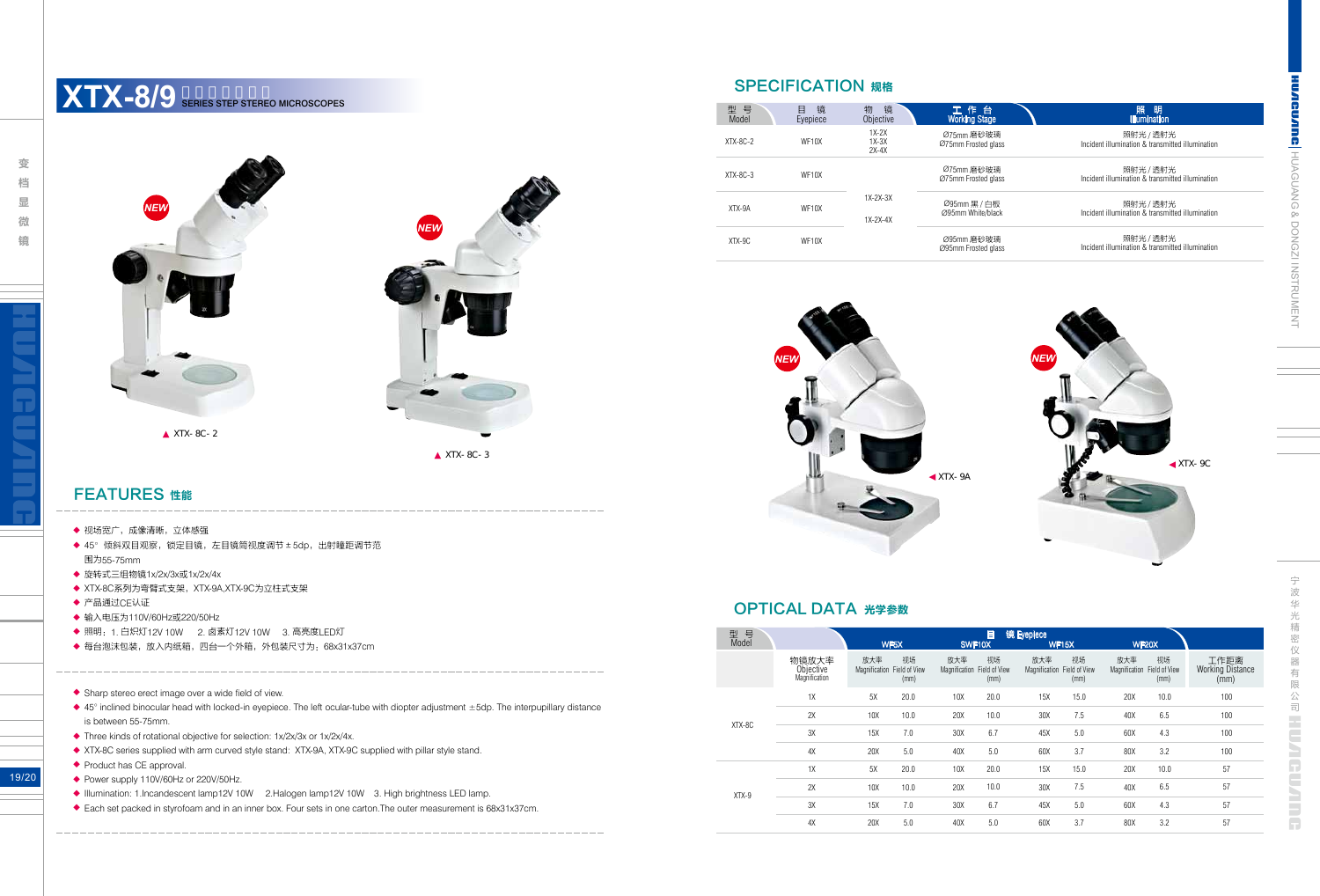# XTX-8/9 SERIES STEP STEREO MICROSCOPES

▲ XTX- 8C- 2

▲ XTX- 8C- 3

## FEATURES 性能

- 视场宽广，成像清晰，立体感强
- 45° 倾斜双目观察，锁定目镜，左目镜筒视度调节±5dp，出射瞳距调节范围为55-75mm
- 旋转式三组物镜1x/2x/3x或1x/2x/4x
- XTX-8C系列为弯臂式支架，XTX-9A,XTX-9C为立柱式支架
- 产品通过CE认证
- 输入电压为110V/60Hz或220V/50Hz
- 照明：1. 白炽灯12V 10W　2. 卤素灯12V 10W　3. 高亮度LED灯
- 每台泡沫包装，放入内纸箱，四台一个外箱，外包装尺寸为：68x31x37cm

- Sharp stereo erect image over a wide field of view.
- 45° inclined binocular head with locked-in eyepiece. The left ocular-tube with diopter adjustment ±5dp. The interpupillary distance is between 55-75mm.
- Three kinds of rotational objective for selection: 1x/2x/3x or 1x/2x/4x.
- XTX-8C series supplied with arm curved style stand: XTX-9A, XTX-9C supplied with pillar style stand.
- Product has CE approval.
- Power supply 110V/60Hz or 220V/50Hz.
- Illumination: 1.Incandescent lamp12V 10W　2.Halogen lamp12V 10W　3. High brightness LED lamp.
- Each set packed in styrofoam and in an inner box. Four sets in one carton.The outer measurement is 68x31x37cm.

## SPECIFICATION 规格

| 型 号 Model | 目 镜 Eyepiece | 物 镜 Objective | 工 作 台 Working Stage | 照 明 Illumination |
|---|---|---|---|---|
| XTX-8C-2 | WF10X | 1X-2X<br>1X-3X<br>2X-4X | Ø75mm 磨砂玻璃<br>Ø75mm Frosted glass | 照射光 / 透射光<br>Incident illumination & transmitted illumination |
| XTX-8C-3 | WF10X | 1X-2X-3X<br>1X-2X-4X | Ø75mm 磨砂玻璃<br>Ø75mm Frosted glass | 照射光 / 透射光<br>Incident illumination & transmitted illumination |
| XTX-9A | WF10X | | Ø95mm 黑 / 白板<br>Ø95mm White/black | 照射光 / 透射光<br>Incident illumination & transmitted illumination |
| XTX-9C | WF10X | | Ø95mm 磨砂玻璃<br>Ø95mm Frosted glass | 照射光 / 透射光<br>Incident illumination & transmitted illumination |

◀ XTX- 9A

◀ XTX- 9C

## OPTICAL DATA 光学参数

| 型 号 Model | 物镜放大率 Objective Magnification | WF5X 放大率 Magnification | WF5X 视场 Field of View (mm) | SWF10X 放大率 Magnification | SWF10X 视场 Field of View (mm) | WF15X 放大率 Magnification | WF15X 视场 Field of View (mm) | WF20X 放大率 Magnification | WF20X 视场 Field of View (mm) | 工作距离 Working Distance (mm) |
|---|---|---|---|---|---|---|---|---|---|---|
| XTX-8C | 1X | 5X | 20.0 | 10X | 20.0 | 15X | 15.0 | 20X | 10.0 | 100 |
| | 2X | 10X | 10.0 | 20X | 10.0 | 30X | 7.5 | 40X | 6.5 | 100 |
| | 3X | 15X | 7.0 | 30X | 6.7 | 45X | 5.0 | 60X | 4.3 | 100 |
| | 4X | 20X | 5.0 | 40X | 5.0 | 60X | 3.7 | 80X | 3.2 | 100 |
| XTX-9 | 1X | 5X | 20.0 | 10X | 20.0 | 15X | 15.0 | 20X | 10.0 | 57 |
| | 2X | 10X | 10.0 | 20X | 10.0 | 30X | 7.5 | 40X | 6.5 | 57 |
| | 3X | 15X | 7.0 | 30X | 6.7 | 45X | 5.0 | 60X | 4.3 | 57 |
| | 4X | 20X | 5.0 | 40X | 5.0 | 60X | 3.7 | 80X | 3.2 | 57 |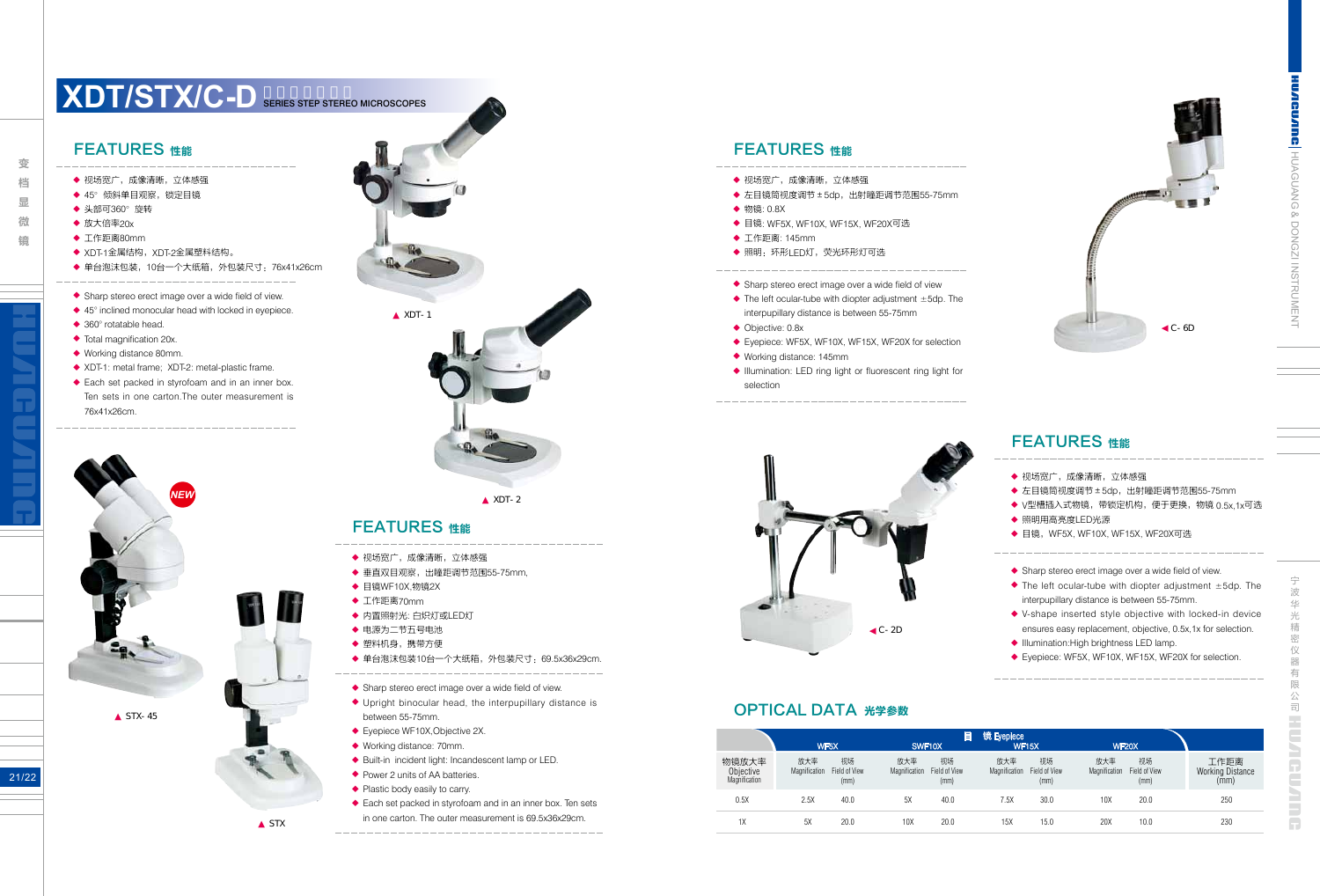# XDT/STX/C-D 系列体视显微镜 SERIES STEP STEREO MICROSCOPES

## FEATURES 性能

- 视场宽广，成像清晰，立体感强
- 45° 倾斜单目观察，锁定目镜
- 头部可360° 旋转
- 放大倍率20x
- 工作距离80mm
- XDT-1金属结构，XDT-2金属塑料结构。
- 单台泡沫包装，10台一个大纸箱，外包装尺寸：76x41x26cm

- Sharp stereo erect image over a wide field of view.
- 45° inclined monocular head with locked in eyepiece.
- 360° rotatable head.
- Total magnification 20x.
- Working distance 80mm.
- XDT-1: metal frame; XDT-2: metal-plastic frame.
- Each set packed in styrofoam and in an inner box. Ten sets in one carton.The outer measurement is 76x41x26cm.

▲ XDT- 1

▲ XDT- 2

NEW

▲ STX- 45

▲ STX

## FEATURES 性能

- 视场宽广，成像清晰，立体感强
- 垂直双目观察，出瞳距调节范围55-75mm,
- 目镜WF10X,物镜2X
- 工作距离70mm
- 内置照射光: 白炽灯或LED灯
- 电源为二节五号电池
- 塑料机身，携带方便
- 单台泡沫包装10台一个大纸箱，外包装尺寸：69.5x36x29cm.

- Sharp stereo erect image over a wide field of view.
- Upright binocular head, the interpupillary distance is between 55-75mm.
- Eyepiece WF10X,Objective 2X.
- Working distance: 70mm.
- Built-in incident light: Incandescent lamp or LED.
- Power 2 units of AA batteries.
- Plastic body easily to carry.
- Each set packed in styrofoam and in an inner box. Ten sets in one carton. The outer measurement is 69.5x36x29cm.

## FEATURES 性能

- 视场宽广，成像清晰，立体感强
- 左目镜筒视度调节±5dp，出射瞳距调节范围55-75mm
- 物镜: 0.8X
- 目镜: WF5X, WF10X, WF15X, WF20X可选
- 工作距离: 145mm
- 照明：环形LED灯，荧光环形灯可选

- Sharp stereo erect image over a wide field of view
- The left ocular-tube with diopter adjustment ±5dp. The interpupillary distance is between 55-75mm
- Objective: 0.8x
- Eyepiece: WF5X, WF10X, WF15X, WF20X for selection
- Working distance: 145mm
- Illumination: LED ring light or fluorescent ring light for selection

◀ C- 6D

◀ C- 2D

## FEATURES 性能

- 视场宽广，成像清晰，立体感强
- 左目镜筒视度调节±5dp，出射瞳距调节范围55-75mm
- V型槽插入式物镜，带锁定机构，便于更换，物镜 0.5x,1x可选
- 照明用高亮度LED光源
- 目镜，WF5X, WF10X, WF15X, WF20X可选

- Sharp stereo erect image over a wide field of view.
- The left ocular-tube with diopter adjustment ±5dp. The interpupillary distance is between 55-75mm.
- V-shape inserted style objective with locked-in device ensures easy replacement, objective, 0.5x,1x for selection.
- Illumination:High brightness LED lamp.
- Eyepiece: WF5X, WF10X, WF15X, WF20X for selection.

## OPTICAL DATA 光学参数

| 物镜放大率 Objective Magnification | 目镜 Eyepiece WF5X 放大率 Magnification | WF5X 视场 Field of View (mm) | SWF10X 放大率 Magnification | SWF10X 视场 Field of View (mm) | WF15X 放大率 Magnification | WF15X 视场 Field of View (mm) | WF20X 放大率 Magnification | WF20X 视场 Field of View (mm) | 工作距离 Working Distance (mm) |
|---|---|---|---|---|---|---|---|---|---|
| 0.5X | 2.5X | 40.0 | 5X | 40.0 | 7.5X | 30.0 | 10X | 20.0 | 250 |
| 1X | 5X | 20.0 | 10X | 20.0 | 15X | 15.0 | 20X | 10.0 | 230 |